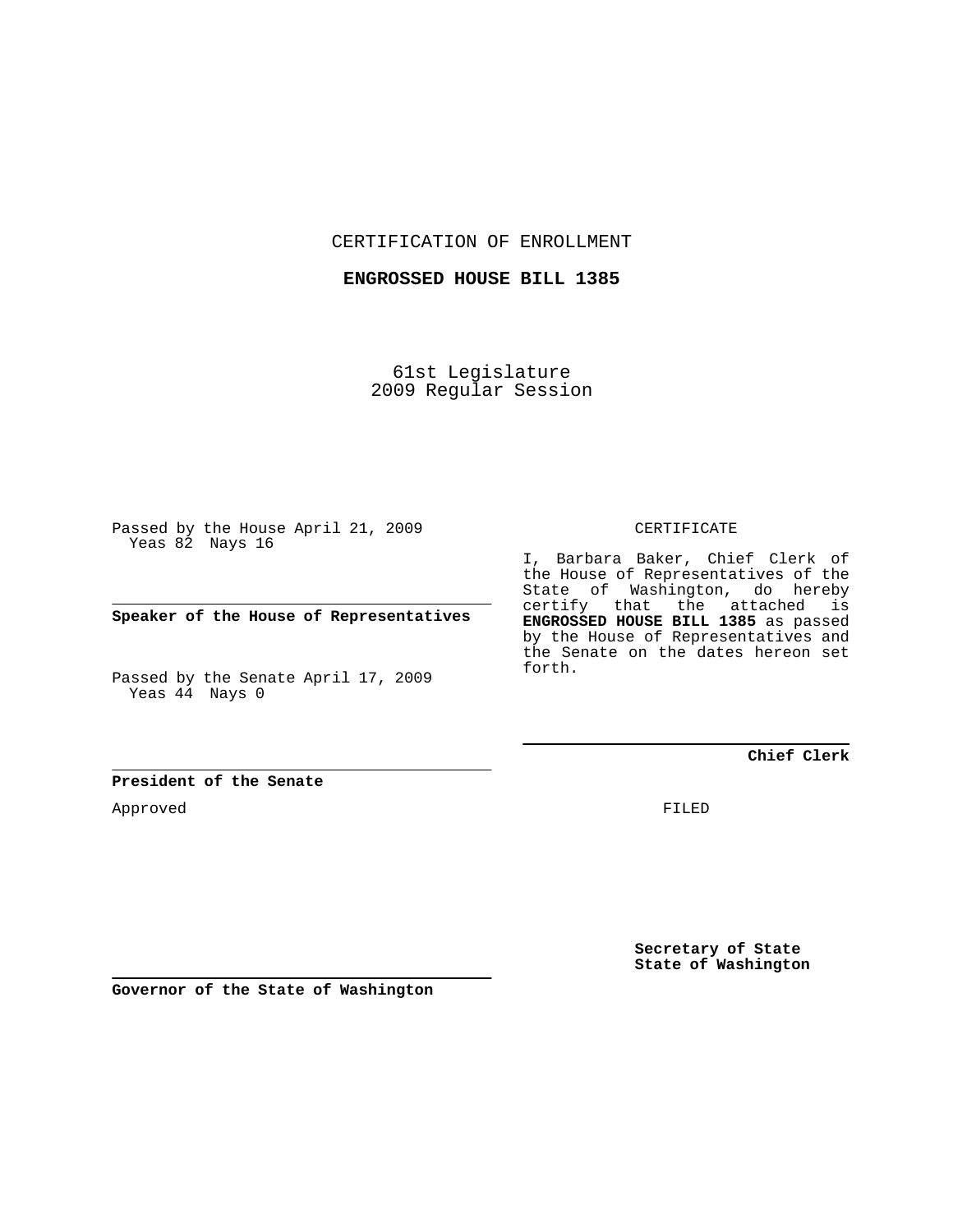CERTIFICATION OF ENROLLMENT

**ENGROSSED HOUSE BILL 1385**

61st Legislature
2009 Regular Session

Passed by the House April 21, 2009
Yeas 82 Nays 16

**Speaker of the House of Representatives**

Passed by the Senate April 17, 2009
Yeas 44 Nays 0

**President of the Senate**

Approved

**Governor of the State of Washington**

CERTIFICATE

I, Barbara Baker, Chief Clerk of the House of Representatives of the State of Washington, do hereby certify that the attached is **ENGROSSED HOUSE BILL 1385** as passed by the House of Representatives and the Senate on the dates hereon set forth.

**Chief Clerk**

FILED

**Secretary of State**
**State of Washington**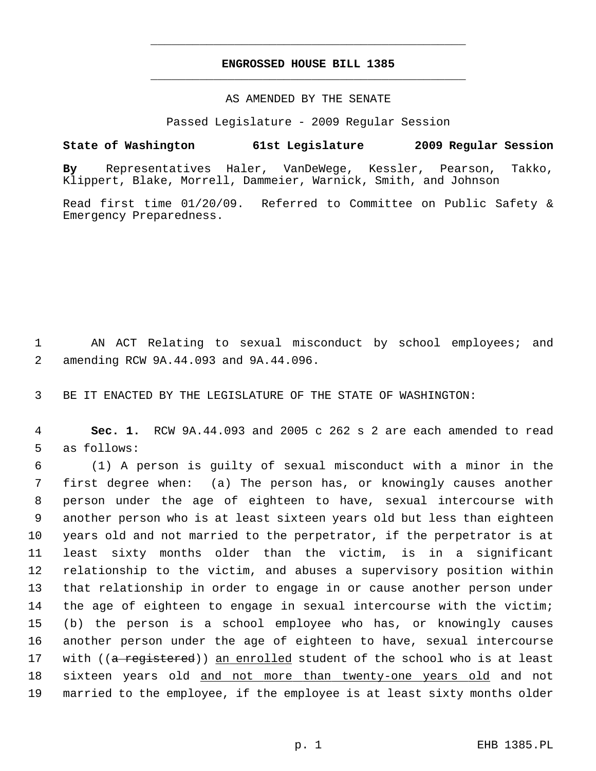**ENGROSSED HOUSE BILL 1385**

AS AMENDED BY THE SENATE

Passed Legislature - 2009 Regular Session

**State of Washington 61st Legislature 2009 Regular Session**

**By** Representatives Haler, VanDeWege, Kessler, Pearson, Takko, Klippert, Blake, Morrell, Dammeier, Warnick, Smith, and Johnson

Read first time 01/20/09. Referred to Committee on Public Safety & Emergency Preparedness.

AN ACT Relating to sexual misconduct by school employees; and amending RCW 9A.44.093 and 9A.44.096.

BE IT ENACTED BY THE LEGISLATURE OF THE STATE OF WASHINGTON:

**Sec. 1.** RCW 9A.44.093 and 2005 c 262 s 2 are each amended to read as follows:

(1) A person is guilty of sexual misconduct with a minor in the first degree when: (a) The person has, or knowingly causes another person under the age of eighteen to have, sexual intercourse with another person who is at least sixteen years old but less than eighteen years old and not married to the perpetrator, if the perpetrator is at least sixty months older than the victim, is in a significant relationship to the victim, and abuses a supervisory position within that relationship in order to engage in or cause another person under the age of eighteen to engage in sexual intercourse with the victim; (b) the person is a school employee who has, or knowingly causes another person under the age of eighteen to have, sexual intercourse with ((~~a registered~~)) <u>an enrolled</u> student of the school who is at least sixteen years old <u>and not more than twenty-one years old</u> and not married to the employee, if the employee is at least sixty months older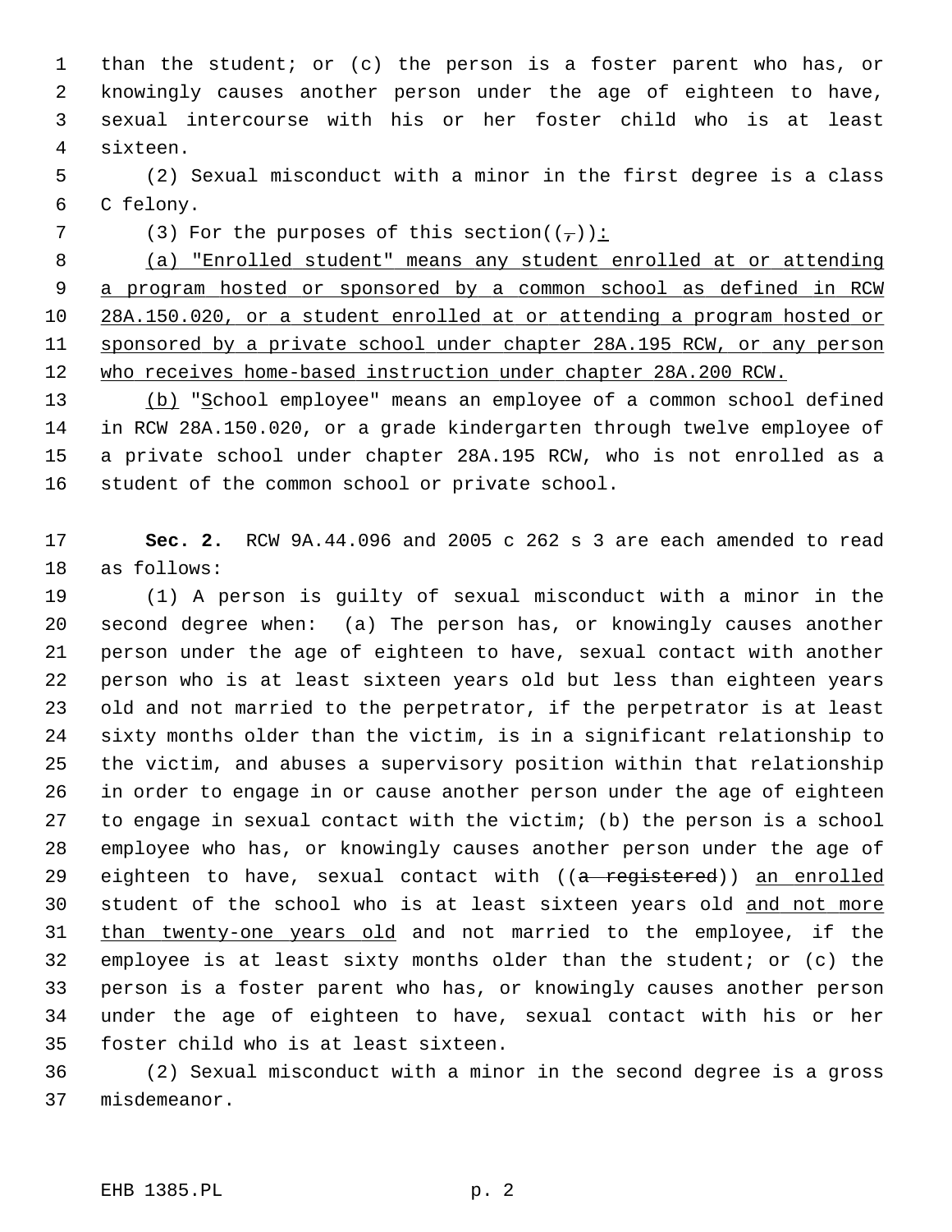than the student; or (c) the person is a foster parent who has, or knowingly causes another person under the age of eighteen to have, sexual intercourse with his or her foster child who is at least sixteen.

(2) Sexual misconduct with a minor in the first degree is a class C felony.

(3) For the purposes of this section((~~,~~)):

(a) "Enrolled student" means any student enrolled at or attending a program hosted or sponsored by a common school as defined in RCW 28A.150.020, or a student enrolled at or attending a program hosted or sponsored by a private school under chapter 28A.195 RCW, or any person who receives home-based instruction under chapter 28A.200 RCW.

(b) "School employee" means an employee of a common school defined in RCW 28A.150.020, or a grade kindergarten through twelve employee of a private school under chapter 28A.195 RCW, who is not enrolled as a student of the common school or private school.

**Sec. 2.** RCW 9A.44.096 and 2005 c 262 s 3 are each amended to read as follows:

(1) A person is guilty of sexual misconduct with a minor in the second degree when: (a) The person has, or knowingly causes another person under the age of eighteen to have, sexual contact with another person who is at least sixteen years old but less than eighteen years old and not married to the perpetrator, if the perpetrator is at least sixty months older than the victim, is in a significant relationship to the victim, and abuses a supervisory position within that relationship in order to engage in or cause another person under the age of eighteen to engage in sexual contact with the victim; (b) the person is a school employee who has, or knowingly causes another person under the age of eighteen to have, sexual contact with ((~~a registered~~)) an enrolled student of the school who is at least sixteen years old and not more than twenty-one years old and not married to the employee, if the employee is at least sixty months older than the student; or (c) the person is a foster parent who has, or knowingly causes another person under the age of eighteen to have, sexual contact with his or her foster child who is at least sixteen.

(2) Sexual misconduct with a minor in the second degree is a gross misdemeanor.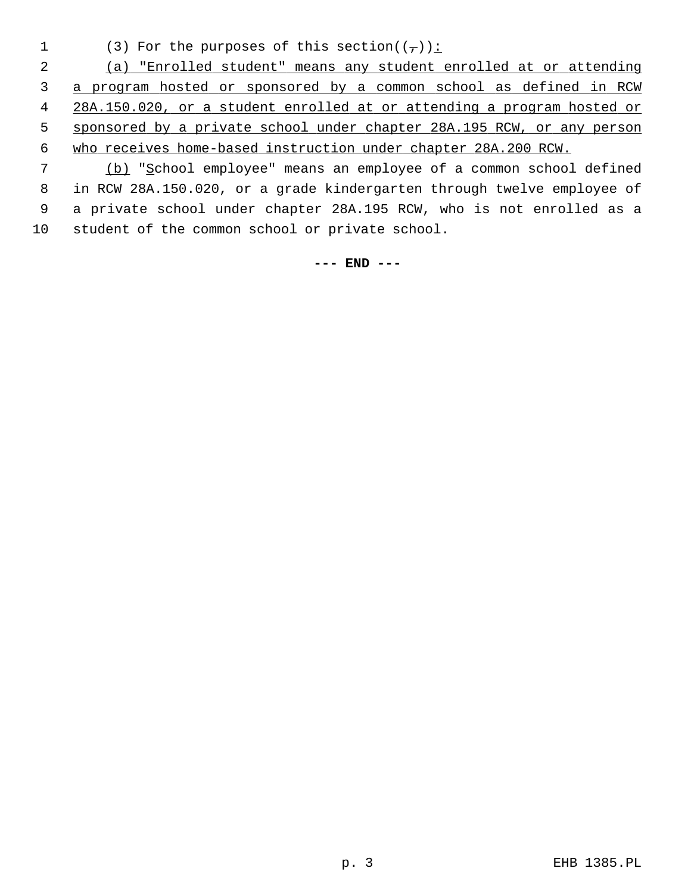(3) For the purposes of this section((,)):

(a) "Enrolled student" means any student enrolled at or attending a program hosted or sponsored by a common school as defined in RCW 28A.150.020, or a student enrolled at or attending a program hosted or sponsored by a private school under chapter 28A.195 RCW, or any person who receives home-based instruction under chapter 28A.200 RCW.

(b) "School employee" means an employee of a common school defined in RCW 28A.150.020, or a grade kindergarten through twelve employee of a private school under chapter 28A.195 RCW, who is not enrolled as a student of the common school or private school.

**--- END ---**